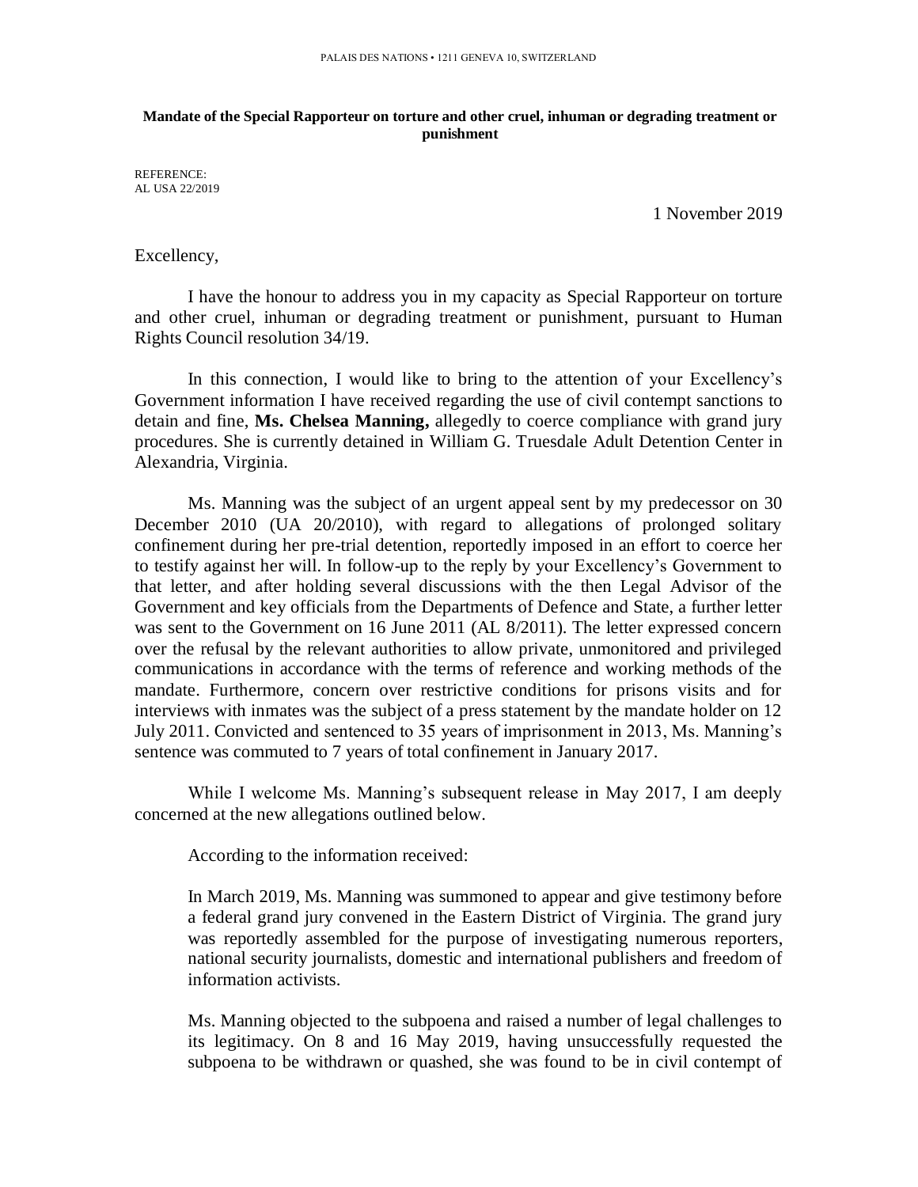PALAIS DES NATIONS • 1211 GENEVA 10, SWITZERLAND

**Mandate of the Special Rapporteur on torture and other cruel, inhuman or degrading treatment or punishment**

REFERENCE:
AL USA 22/2019

1 November 2019

Excellency,

I have the honour to address you in my capacity as Special Rapporteur on torture and other cruel, inhuman or degrading treatment or punishment, pursuant to Human Rights Council resolution 34/19.

In this connection, I would like to bring to the attention of your Excellency's Government information I have received regarding the use of civil contempt sanctions to detain and fine, **Ms. Chelsea Manning,** allegedly to coerce compliance with grand jury procedures. She is currently detained in William G. Truesdale Adult Detention Center in Alexandria, Virginia.

Ms. Manning was the subject of an urgent appeal sent by my predecessor on 30 December 2010 (UA 20/2010), with regard to allegations of prolonged solitary confinement during her pre-trial detention, reportedly imposed in an effort to coerce her to testify against her will. In follow-up to the reply by your Excellency's Government to that letter, and after holding several discussions with the then Legal Advisor of the Government and key officials from the Departments of Defence and State, a further letter was sent to the Government on 16 June 2011 (AL 8/2011). The letter expressed concern over the refusal by the relevant authorities to allow private, unmonitored and privileged communications in accordance with the terms of reference and working methods of the mandate. Furthermore, concern over restrictive conditions for prisons visits and for interviews with inmates was the subject of a press statement by the mandate holder on 12 July 2011. Convicted and sentenced to 35 years of imprisonment in 2013, Ms. Manning's sentence was commuted to 7 years of total confinement in January 2017.

While I welcome Ms. Manning's subsequent release in May 2017, I am deeply concerned at the new allegations outlined below.

According to the information received:

> In March 2019, Ms. Manning was summoned to appear and give testimony before a federal grand jury convened in the Eastern District of Virginia. The grand jury was reportedly assembled for the purpose of investigating numerous reporters, national security journalists, domestic and international publishers and freedom of information activists.
>
> Ms. Manning objected to the subpoena and raised a number of legal challenges to its legitimacy. On 8 and 16 May 2019, having unsuccessfully requested the subpoena to be withdrawn or quashed, she was found to be in civil contempt of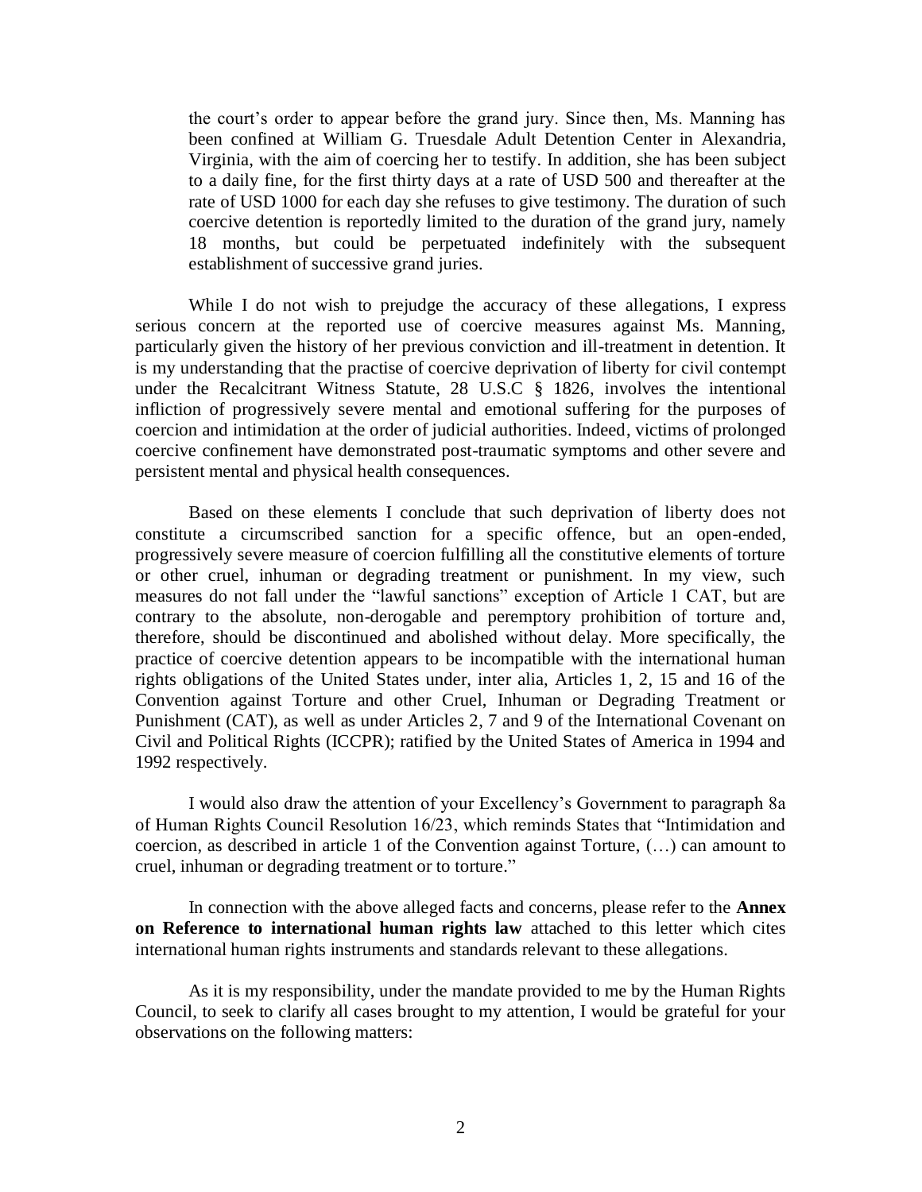the court's order to appear before the grand jury. Since then, Ms. Manning has been confined at William G. Truesdale Adult Detention Center in Alexandria, Virginia, with the aim of coercing her to testify. In addition, she has been subject to a daily fine, for the first thirty days at a rate of USD 500 and thereafter at the rate of USD 1000 for each day she refuses to give testimony. The duration of such coercive detention is reportedly limited to the duration of the grand jury, namely 18 months, but could be perpetuated indefinitely with the subsequent establishment of successive grand juries.

While I do not wish to prejudge the accuracy of these allegations, I express serious concern at the reported use of coercive measures against Ms. Manning, particularly given the history of her previous conviction and ill-treatment in detention. It is my understanding that the practise of coercive deprivation of liberty for civil contempt under the Recalcitrant Witness Statute, 28 U.S.C § 1826, involves the intentional infliction of progressively severe mental and emotional suffering for the purposes of coercion and intimidation at the order of judicial authorities. Indeed, victims of prolonged coercive confinement have demonstrated post-traumatic symptoms and other severe and persistent mental and physical health consequences.

Based on these elements I conclude that such deprivation of liberty does not constitute a circumscribed sanction for a specific offence, but an open-ended, progressively severe measure of coercion fulfilling all the constitutive elements of torture or other cruel, inhuman or degrading treatment or punishment. In my view, such measures do not fall under the "lawful sanctions" exception of Article 1 CAT, but are contrary to the absolute, non-derogable and peremptory prohibition of torture and, therefore, should be discontinued and abolished without delay. More specifically, the practice of coercive detention appears to be incompatible with the international human rights obligations of the United States under, inter alia, Articles 1, 2, 15 and 16 of the Convention against Torture and other Cruel, Inhuman or Degrading Treatment or Punishment (CAT), as well as under Articles 2, 7 and 9 of the International Covenant on Civil and Political Rights (ICCPR); ratified by the United States of America in 1994 and 1992 respectively.

I would also draw the attention of your Excellency's Government to paragraph 8a of Human Rights Council Resolution 16/23, which reminds States that "Intimidation and coercion, as described in article 1 of the Convention against Torture, (…) can amount to cruel, inhuman or degrading treatment or to torture."

In connection with the above alleged facts and concerns, please refer to the **Annex on Reference to international human rights law** attached to this letter which cites international human rights instruments and standards relevant to these allegations.

As it is my responsibility, under the mandate provided to me by the Human Rights Council, to seek to clarify all cases brought to my attention, I would be grateful for your observations on the following matters: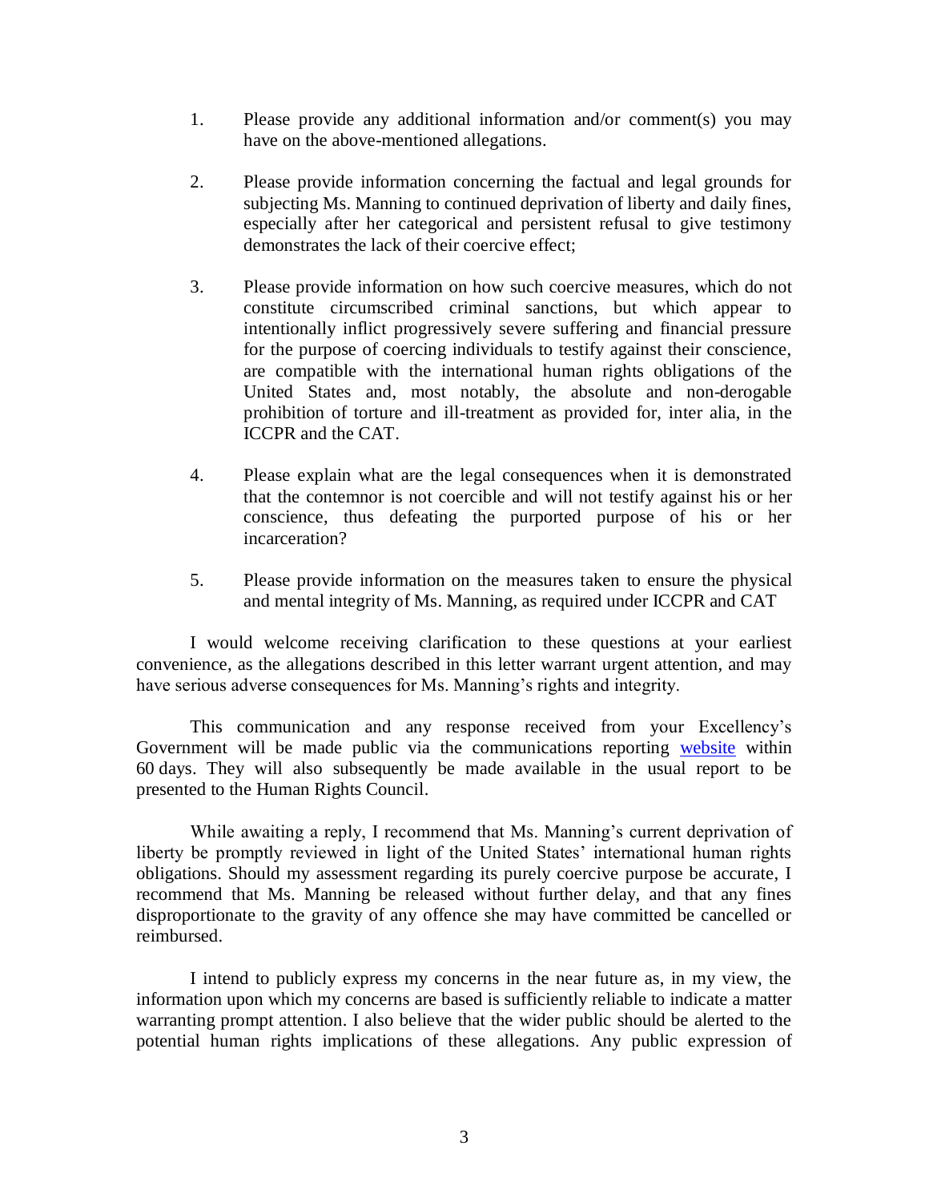1. Please provide any additional information and/or comment(s) you may have on the above-mentioned allegations.

2. Please provide information concerning the factual and legal grounds for subjecting Ms. Manning to continued deprivation of liberty and daily fines, especially after her categorical and persistent refusal to give testimony demonstrates the lack of their coercive effect;

3. Please provide information on how such coercive measures, which do not constitute circumscribed criminal sanctions, but which appear to intentionally inflict progressively severe suffering and financial pressure for the purpose of coercing individuals to testify against their conscience, are compatible with the international human rights obligations of the United States and, most notably, the absolute and non-derogable prohibition of torture and ill-treatment as provided for, inter alia, in the ICCPR and the CAT.

4. Please explain what are the legal consequences when it is demonstrated that the contemnor is not coercible and will not testify against his or her conscience, thus defeating the purported purpose of his or her incarceration?

5. Please provide information on the measures taken to ensure the physical and mental integrity of Ms. Manning, as required under ICCPR and CAT

I would welcome receiving clarification to these questions at your earliest convenience, as the allegations described in this letter warrant urgent attention, and may have serious adverse consequences for Ms. Manning's rights and integrity.

This communication and any response received from your Excellency's Government will be made public via the communications reporting [website](website) within 60 days. They will also subsequently be made available in the usual report to be presented to the Human Rights Council.

While awaiting a reply, I recommend that Ms. Manning's current deprivation of liberty be promptly reviewed in light of the United States' international human rights obligations. Should my assessment regarding its purely coercive purpose be accurate, I recommend that Ms. Manning be released without further delay, and that any fines disproportionate to the gravity of any offence she may have committed be cancelled or reimbursed.

I intend to publicly express my concerns in the near future as, in my view, the information upon which my concerns are based is sufficiently reliable to indicate a matter warranting prompt attention. I also believe that the wider public should be alerted to the potential human rights implications of these allegations. Any public expression of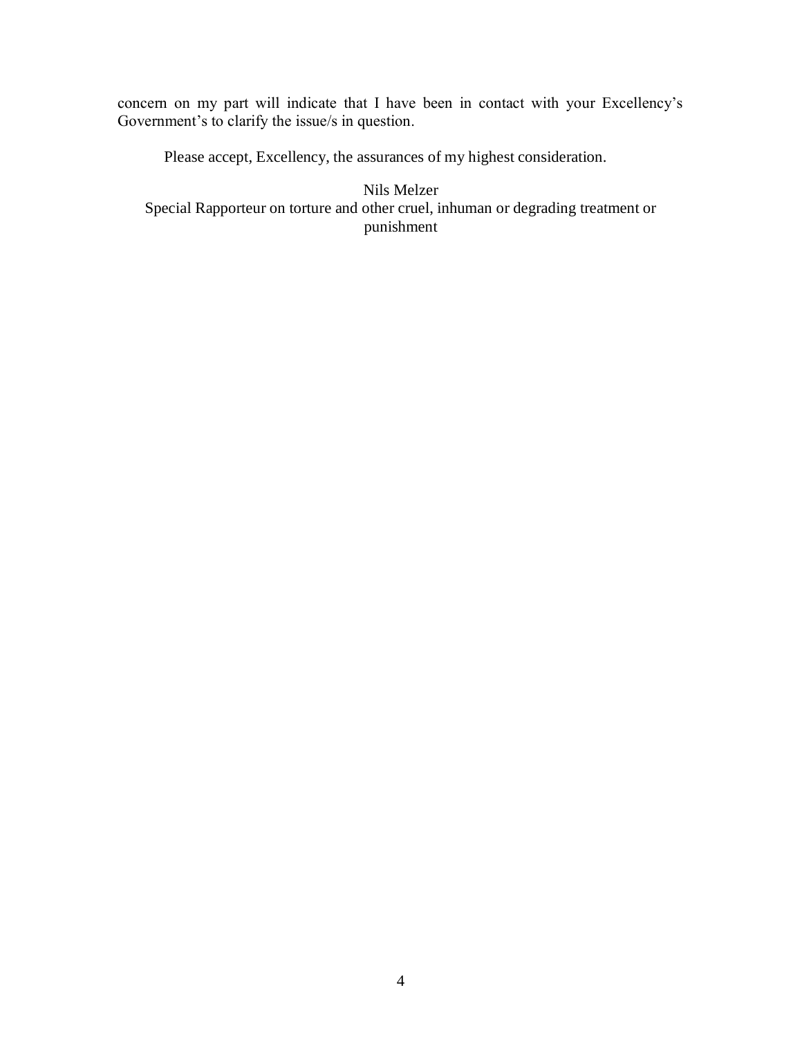concern on my part will indicate that I have been in contact with your Excellency's Government's to clarify the issue/s in question.

Please accept, Excellency, the assurances of my highest consideration.

Nils Melzer
Special Rapporteur on torture and other cruel, inhuman or degrading treatment or punishment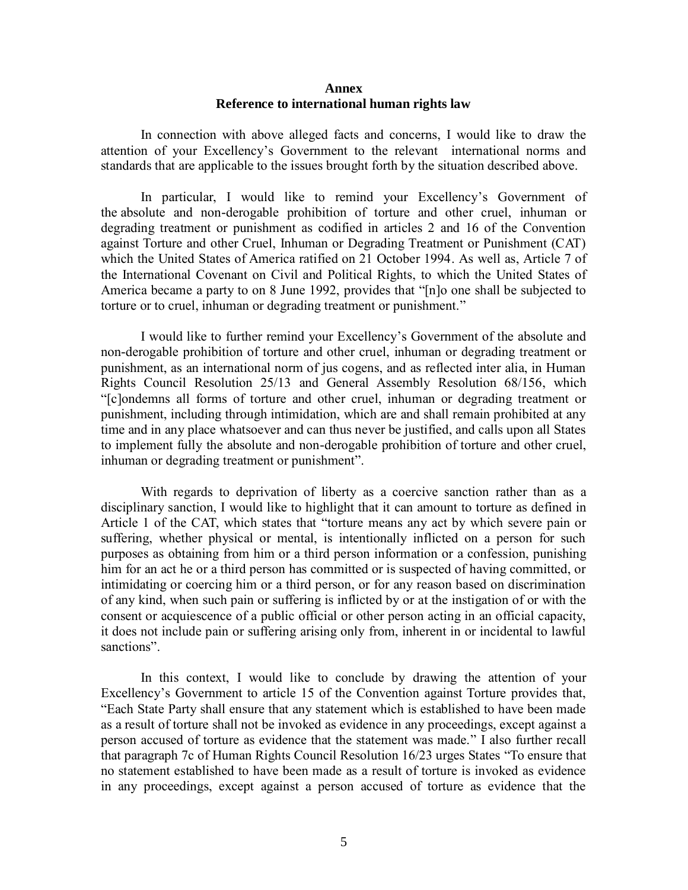**Annex**
**Reference to international human rights law**

In connection with above alleged facts and concerns, I would like to draw the attention of your Excellency's Government to the relevant international norms and standards that are applicable to the issues brought forth by the situation described above.

In particular, I would like to remind your Excellency's Government of the absolute and non-derogable prohibition of torture and other cruel, inhuman or degrading treatment or punishment as codified in articles 2 and 16 of the Convention against Torture and other Cruel, Inhuman or Degrading Treatment or Punishment (CAT) which the United States of America ratified on 21 October 1994. As well as, Article 7 of the International Covenant on Civil and Political Rights, to which the United States of America became a party to on 8 June 1992, provides that "[n]o one shall be subjected to torture or to cruel, inhuman or degrading treatment or punishment."

I would like to further remind your Excellency's Government of the absolute and non-derogable prohibition of torture and other cruel, inhuman or degrading treatment or punishment, as an international norm of jus cogens, and as reflected inter alia, in Human Rights Council Resolution 25/13 and General Assembly Resolution 68/156, which "[c]ondemns all forms of torture and other cruel, inhuman or degrading treatment or punishment, including through intimidation, which are and shall remain prohibited at any time and in any place whatsoever and can thus never be justified, and calls upon all States to implement fully the absolute and non-derogable prohibition of torture and other cruel, inhuman or degrading treatment or punishment".

With regards to deprivation of liberty as a coercive sanction rather than as a disciplinary sanction, I would like to highlight that it can amount to torture as defined in Article 1 of the CAT, which states that "torture means any act by which severe pain or suffering, whether physical or mental, is intentionally inflicted on a person for such purposes as obtaining from him or a third person information or a confession, punishing him for an act he or a third person has committed or is suspected of having committed, or intimidating or coercing him or a third person, or for any reason based on discrimination of any kind, when such pain or suffering is inflicted by or at the instigation of or with the consent or acquiescence of a public official or other person acting in an official capacity, it does not include pain or suffering arising only from, inherent in or incidental to lawful sanctions".

In this context, I would like to conclude by drawing the attention of your Excellency's Government to article 15 of the Convention against Torture provides that, "Each State Party shall ensure that any statement which is established to have been made as a result of torture shall not be invoked as evidence in any proceedings, except against a person accused of torture as evidence that the statement was made." I also further recall that paragraph 7c of Human Rights Council Resolution 16/23 urges States "To ensure that no statement established to have been made as a result of torture is invoked as evidence in any proceedings, except against a person accused of torture as evidence that the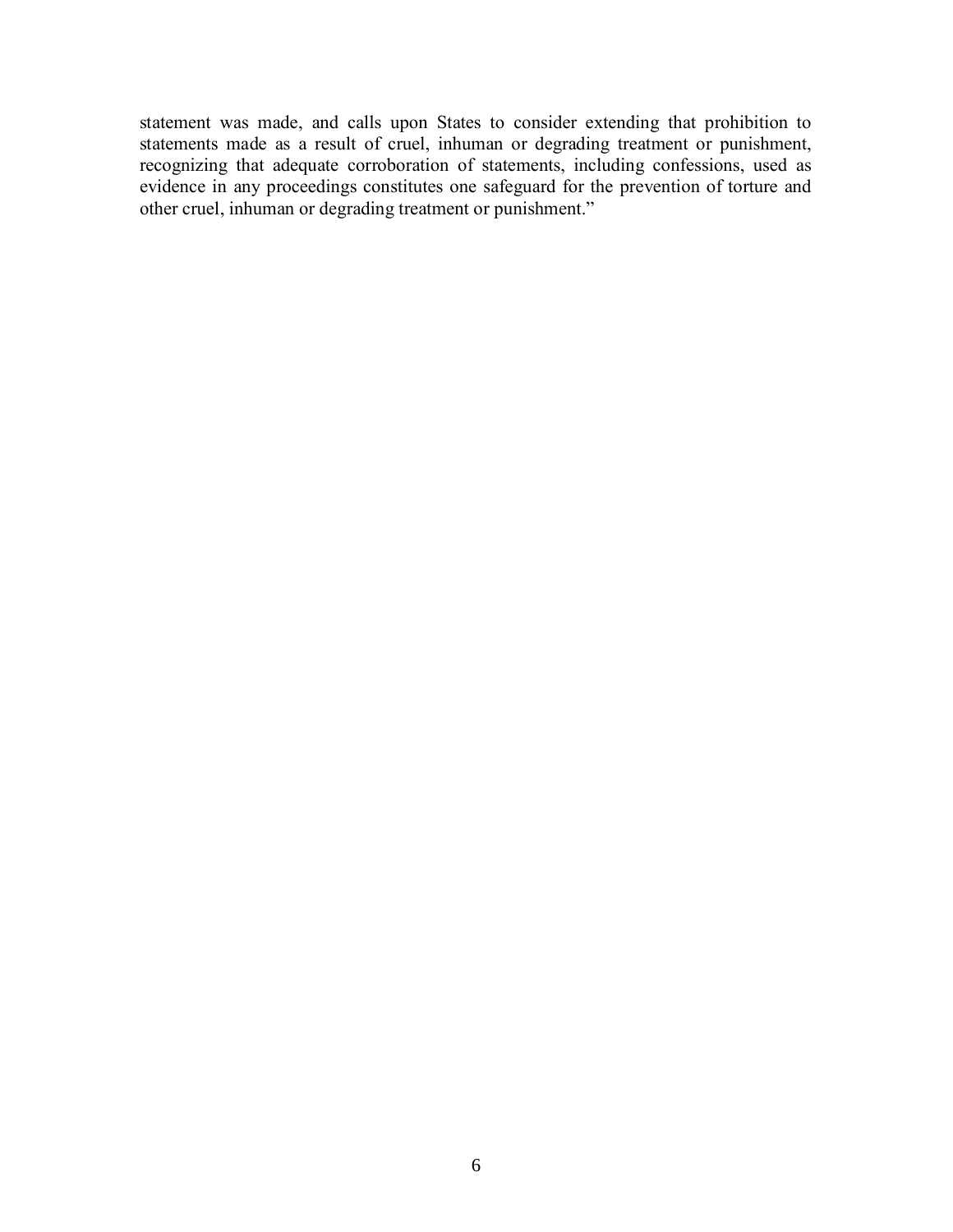statement was made, and calls upon States to consider extending that prohibition to statements made as a result of cruel, inhuman or degrading treatment or punishment, recognizing that adequate corroboration of statements, including confessions, used as evidence in any proceedings constitutes one safeguard for the prevention of torture and other cruel, inhuman or degrading treatment or punishment."